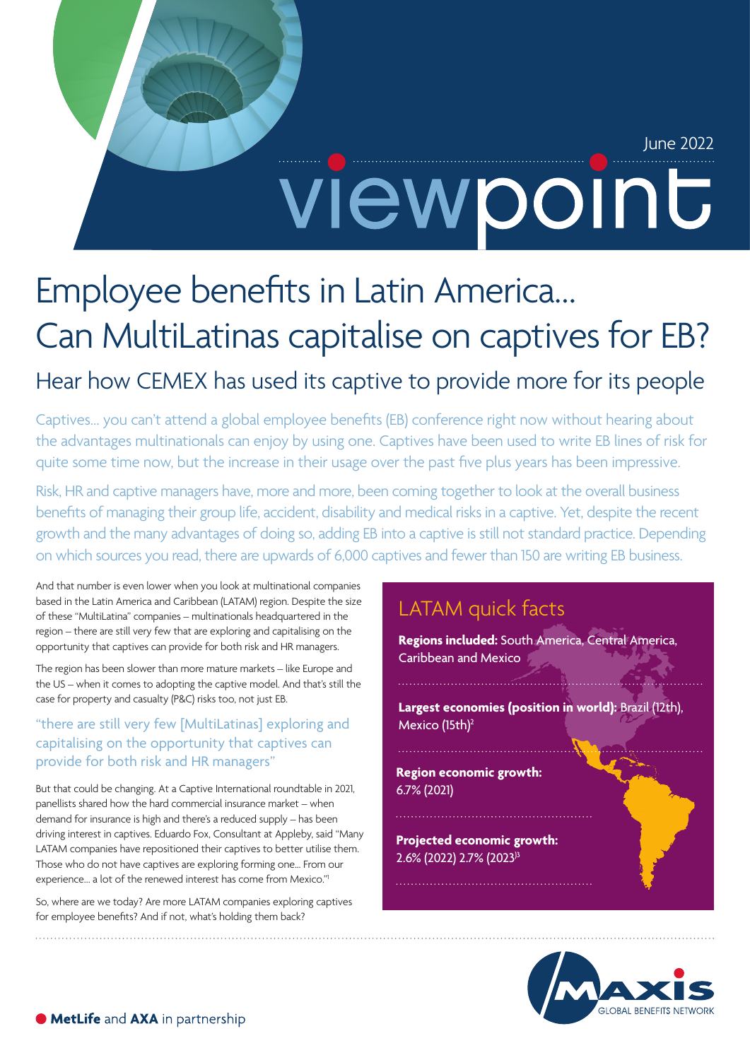June 2022

viewpoint

# Employee benefits in Latin America... Can MultiLatinas capitalise on captives for EB?

## Hear how CEMEX has used its captive to provide more for its people

Captives... you can't attend a global employee benefits (EB) conference right now without hearing about the advantages multinationals can enjoy by using one. Captives have been used to write EB lines of risk for quite some time now, but the increase in their usage over the past five plus years has been impressive.

Risk, HR and captive managers have, more and more, been coming together to look at the overall business benefits of managing their group life, accident, disability and medical risks in a captive. Yet, despite the recent growth and the many advantages of doing so, adding EB into a captive is still not standard practice. Depending on which sources you read, there are upwards of 6,000 captives and fewer than 150 are writing EB business.

And that number is even lower when you look at multinational companies based in the Latin America and Caribbean (LATAM) region. Despite the size of these "MultiLatina" companies – multinationals headquartered in the region – there are still very few that are exploring and capitalising on the opportunity that captives can provide for both risk and HR managers.

The region has been slower than more mature markets – like Europe and the US – when it comes to adopting the captive model. And that's still the case for property and casualty (P&C) risks too, not just EB.

"there are still very few [MultiLatinas] exploring and capitalising on the opportunity that captives can provide for both risk and HR managers"

But that could be changing. At a Captive International roundtable in 2021, panellists shared how the hard commercial insurance market – when demand for insurance is high and there's a reduced supply – has been driving interest in captives. Eduardo Fox, Consultant at Appleby, said "Many LATAM companies have repositioned their captives to better utilise them. Those who do not have captives are exploring forming one... From our experience... a lot of the renewed interest has come from Mexico."[1]

So, where are we today? Are more LATAM companies exploring captives for employee benefits? And if not, what's holding them back?

### LATAM quick facts

**Regions included:** South America, Central America, Caribbean and Mexico

**Largest economies (position in world):** Brazil (12th), Mexico (15th)[2]

**Region economic growth:** 6.7% (2021)

**Projected economic growth:** 2.6% (2022) 2.7% (2023)[3]

MetLife and AXA in partnership

MAXIS GLOBAL BENEFITS NETWORK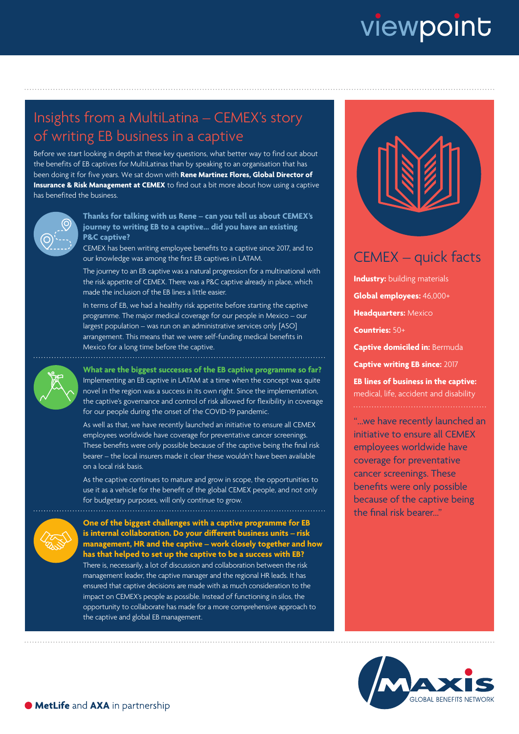## Insights from a MultiLatina – CEMEX's story of writing EB business in a captive

Before we start looking in depth at these key questions, what better way to find out about the benefits of EB captives for MultiLatinas than by speaking to an organisation that has been doing it for five years. We sat down with **Rene Martinez Flores, Global Director of Insurance & Risk Management at CEMEX** to find out a bit more about how using a captive has benefited the business.

### Thanks for talking with us Rene – can you tell us about CEMEX's journey to writing EB to a captive... did you have an existing P&C captive?

CEMEX has been writing employee benefits to a captive since 2017, and to our knowledge was among the first EB captives in LATAM.

The journey to an EB captive was a natural progression for a multinational with the risk appetite of CEMEX. There was a P&C captive already in place, which made the inclusion of the EB lines a little easier.

In terms of EB, we had a healthy risk appetite before starting the captive programme. The major medical coverage for our people in Mexico – our largest population – was run on an administrative services only [ASO] arrangement. This means that we were self-funding medical benefits in Mexico for a long time before the captive.

### What are the biggest successes of the EB captive programme so far?

Implementing an EB captive in LATAM at a time when the concept was quite novel in the region was a success in its own right. Since the implementation, the captive's governance and control of risk allowed for flexibility in coverage for our people during the onset of the COVID-19 pandemic.

As well as that, we have recently launched an initiative to ensure all CEMEX employees worldwide have coverage for preventative cancer screenings. These benefits were only possible because of the captive being the final risk bearer – the local insurers made it clear these wouldn't have been available on a local risk basis.

As the captive continues to mature and grow in scope, the opportunities to use it as a vehicle for the benefit of the global CEMEX people, and not only for budgetary purposes, will only continue to grow.

### One of the biggest challenges with a captive programme for EB is internal collaboration. Do your different business units – risk management, HR and the captive – work closely together and how has that helped to set up the captive to be a success with EB?

There is, necessarily, a lot of discussion and collaboration between the risk management leader, the captive manager and the regional HR leads. It has ensured that captive decisions are made with as much consideration to the impact on CEMEX's people as possible. Instead of functioning in silos, the opportunity to collaborate has made for a more comprehensive approach to the captive and global EB management.

## CEMEX – quick facts

**Industry:** building materials

**Global employees:** 46,000+

**Headquarters:** Mexico

**Countries:** 50+

**Captive domiciled in:** Bermuda

**Captive writing EB since:** 2017

**EB lines of business in the captive:** medical, life, accident and disability

"...we have recently launched an initiative to ensure all CEMEX employees worldwide have coverage for preventative cancer screenings. These benefits were only possible because of the captive being the final risk bearer..."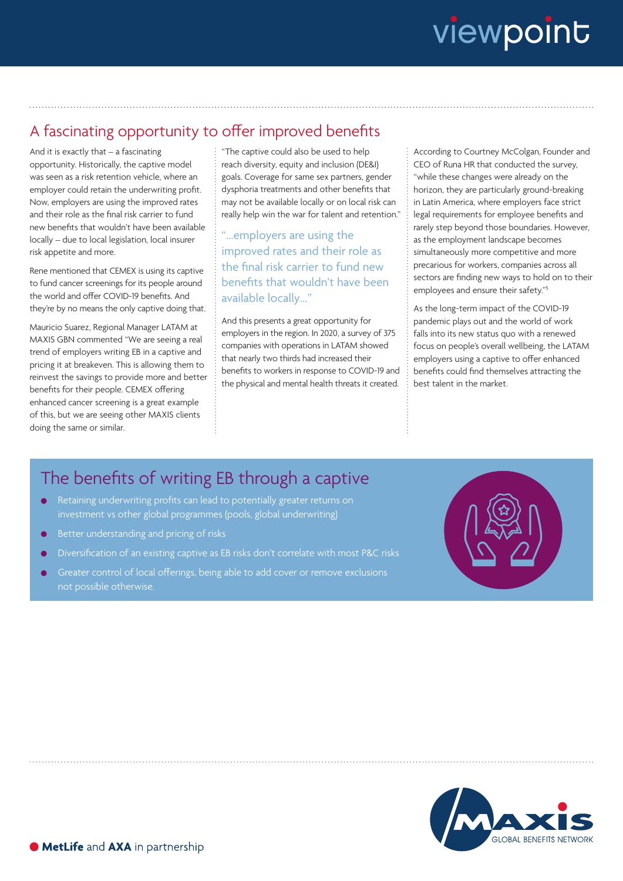## A fascinating opportunity to offer improved benefits

And it is exactly that – a fascinating opportunity. Historically, the captive model was seen as a risk retention vehicle, where an employer could retain the underwriting profit. Now, employers are using the improved rates and their role as the final risk carrier to fund new benefits that wouldn't have been available locally – due to local legislation, local insurer risk appetite and more.

Rene mentioned that CEMEX is using its captive to fund cancer screenings for its people around the world and offer COVID-19 benefits. And they're by no means the only captive doing that.

Mauricio Suarez, Regional Manager LATAM at MAXIS GBN commented "We are seeing a real trend of employers writing EB in a captive and pricing it at breakeven. This is allowing them to reinvest the savings to provide more and better benefits for their people. CEMEX offering enhanced cancer screening is a great example of this, but we are seeing other MAXIS clients doing the same or similar.

"The captive could also be used to help reach diversity, equity and inclusion (DE&I) goals. Coverage for same sex partners, gender dysphoria treatments and other benefits that may not be available locally or on local risk can really help win the war for talent and retention."

> "...employers are using the improved rates and their role as the final risk carrier to fund new benefits that wouldn't have been available locally..."

And this presents a great opportunity for employers in the region. In 2020, a survey of 375 companies with operations in LATAM showed that nearly two thirds had increased their benefits to workers in response to COVID-19 and the physical and mental health threats it created.

According to Courtney McColgan, Founder and CEO of Runa HR that conducted the survey, "while these changes were already on the horizon, they are particularly ground-breaking in Latin America, where employers face strict legal requirements for employee benefits and rarely step beyond those boundaries. However, as the employment landscape becomes simultaneously more competitive and more precarious for workers, companies across all sectors are finding new ways to hold on to their employees and ensure their safety."[5]

As the long-term impact of the COVID-19 pandemic plays out and the world of work falls into its new status quo with a renewed focus on people's overall wellbeing, the LATAM employers using a captive to offer enhanced benefits could find themselves attracting the best talent in the market.

## The benefits of writing EB through a captive

- Retaining underwriting profits can lead to potentially greater returns on investment vs other global programmes (pools, global underwriting)
- Better understanding and pricing of risks
- Diversification of an existing captive as EB risks don't correlate with most P&C risks
- Greater control of local offerings, being able to add cover or remove exclusions not possible otherwise.

**MetLife** and **AXA** in partnership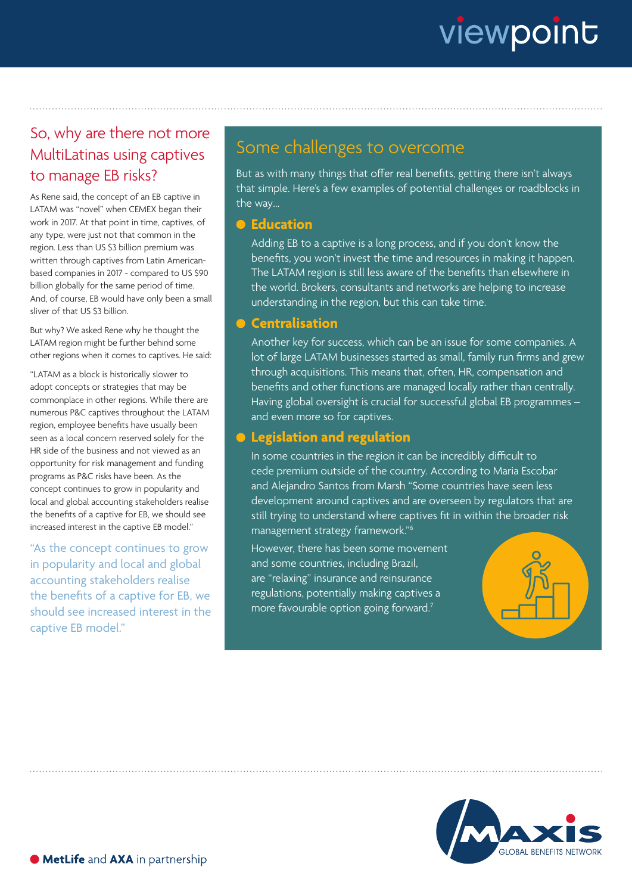## So, why are there not more MultiLatinas using captives to manage EB risks?

As Rene said, the concept of an EB captive in LATAM was "novel" when CEMEX began their work in 2017. At that point in time, captives, of any type, were just not that common in the region. Less than US $3 billion premium was written through captives from Latin American-based companies in 2017 - compared to US $90 billion globally for the same period of time. And, of course, EB would have only been a small sliver of that US $3 billion.

But why? We asked Rene why he thought the LATAM region might be further behind some other regions when it comes to captives. He said:

"LATAM as a block is historically slower to adopt concepts or strategies that may be commonplace in other regions. While there are numerous P&C captives throughout the LATAM region, employee benefits have usually been seen as a local concern reserved solely for the HR side of the business and not viewed as an opportunity for risk management and funding programs as P&C risks have been. As the concept continues to grow in popularity and local and global accounting stakeholders realise the benefits of a captive for EB, we should see increased interest in the captive EB model."

"As the concept continues to grow in popularity and local and global accounting stakeholders realise the benefits of a captive for EB, we should see increased interest in the captive EB model."

## Some challenges to overcome

But as with many things that offer real benefits, getting there isn't always that simple. Here's a few examples of potential challenges or roadblocks in the way...

### Education

Adding EB to a captive is a long process, and if you don't know the benefits, you won't invest the time and resources in making it happen. The LATAM region is still less aware of the benefits than elsewhere in the world. Brokers, consultants and networks are helping to increase understanding in the region, but this can take time.

### Centralisation

Another key for success, which can be an issue for some companies. A lot of large LATAM businesses started as small, family run firms and grew through acquisitions. This means that, often, HR, compensation and benefits and other functions are managed locally rather than centrally. Having global oversight is crucial for successful global EB programmes – and even more so for captives.

### Legislation and regulation

In some countries in the region it can be incredibly difficult to cede premium outside of the country. According to Maria Escobar and Alejandro Santos from Marsh "Some countries have seen less development around captives and are overseen by regulators that are still trying to understand where captives fit in within the broader risk management strategy framework."[6]

However, there has been some movement and some countries, including Brazil, are "relaxing" insurance and reinsurance regulations, potentially making captives a more favourable option going forward.[7]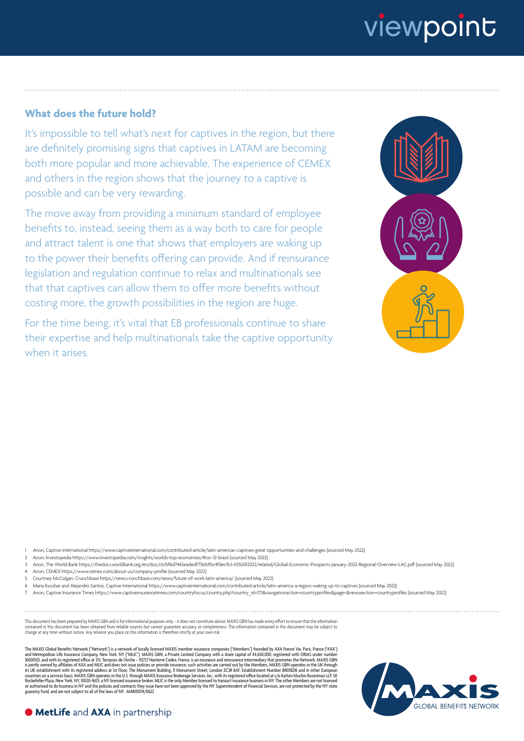## What does the future hold?

It's impossible to tell what's next for captives in the region, but there are definitely promising signs that captives in LATAM are becoming both more popular and more achievable. The experience of CEMEX and others in the region shows that the journey to a captive is possible and can be very rewarding.

The move away from providing a minimum standard of employee benefits to, instead, seeing them as a way both to care for people and attract talent is one that shows that employers are waking up to the power their benefits offering can provide. And if reinsurance legislation and regulation continue to relax and multinationals see that that captives can allow them to offer more benefits without costing more, the growth possibilities in the region are huge.

For the time being, it's vital that EB professionals continue to share their expertise and help multinationals take the captive opportunity when it arises.

1 Anon, Captive International https://www.captiveinternational.com/contributed-article/latin-american-captives-great-opportunities-and-challenges (sourced May 2022)
2 Anon, Investopedia https://www.investopedia.com/insights/worlds-top-economies/#toc-12-brazil (sourced May 2022)
3 Anon, The World Bank https://thedocs.worldbank.org/en/doc/cb15f6d7442eadedf75bb95c4fdec1b3-0350012022/related/Global-Economic-Prospects-January-2022-Regional-Overview-LAC.pdf (sourced May 2022)
4 Anon, CEMEX https://www.cemex.com/about-us/company-profile (sourced May 2022)
5 Courtney McColgan, Crunchbase https://news.crunchbase.com/news/future-of-work-latin-america/ (sourced May 2022)
6 Maria Escobar and Alejandro Santos, Captive International https://www.captiveinternational.com/contributed-article/latin-america-a-region-waking-up-to-captives (sourced May 2022)
7 Anon, Captive Insurance Times https://www.captiveinsurancetimes.com/countryfocus/country.php?country_id=173&navigationaction=countryprofiles&page=&newssection=countryprofiles (sourced May 2022)

This document has been prepared by MAXIS GBN and is for informational purposes only – it does not constitute advice. MAXIS GBN has made every effort to ensure that the information contained in this document has been obtained from reliable sources but cannot guarantee accuracy or completeness. The information contained in this document may be subject to change at any time without notice. Any reliance you place on this information is therefore strictly at your own risk.

The MAXIS Global Benefits Network ("Network") is a network of locally licensed MAXIS member insurance companies ("Members") founded by AXA France Vie, Paris, France ("AXA") and Metropolitan Life Insurance Company, New York, NY ("MLIC"). MAXIS GBN, a Private Limited Company with a share capital of €4,650,000, registered with ORIAS under number 16000513, and with its registered office at 313, Terrasses de l'Arche – 92727 Nanterre Cedex, France, is an insurance and reinsurance intermediary that promotes the Network. MAXIS GBN is jointly owned by affiliates of AXA and MLIC and does not issue policies or provide insurance; such activities are carried out by the Members. MAXIS GBN operates in the UK through its UK establishment with its registered address at 1st Floor, The Monument Building, 11 Monument Street, London EC3R 8AF, Establishment Number BR018216 and in other European countries on a services basis. MAXIS GBN operates in the U.S. through MAXIS Insurance Brokerage Services, Inc., with its registered office located at c/o Katten Muchin Rosenman LLP, 50 Rockefeller Plaza, New York, NY, 10020-1605, a NY licensed insurance broker. MLIC is the only Member licensed to transact insurance business in NY. The other Members are not licensed or authorised to do business in NY and the policies and contracts they issue have not been approved by the NY Superintendent of Financial Services, are not protected by the NY state guaranty fund, and are not subject to all of the laws of NY. MAR01074/0622

**MetLife** and **AXA** in partnership

MAXIS GLOBAL BENEFITS NETWORK